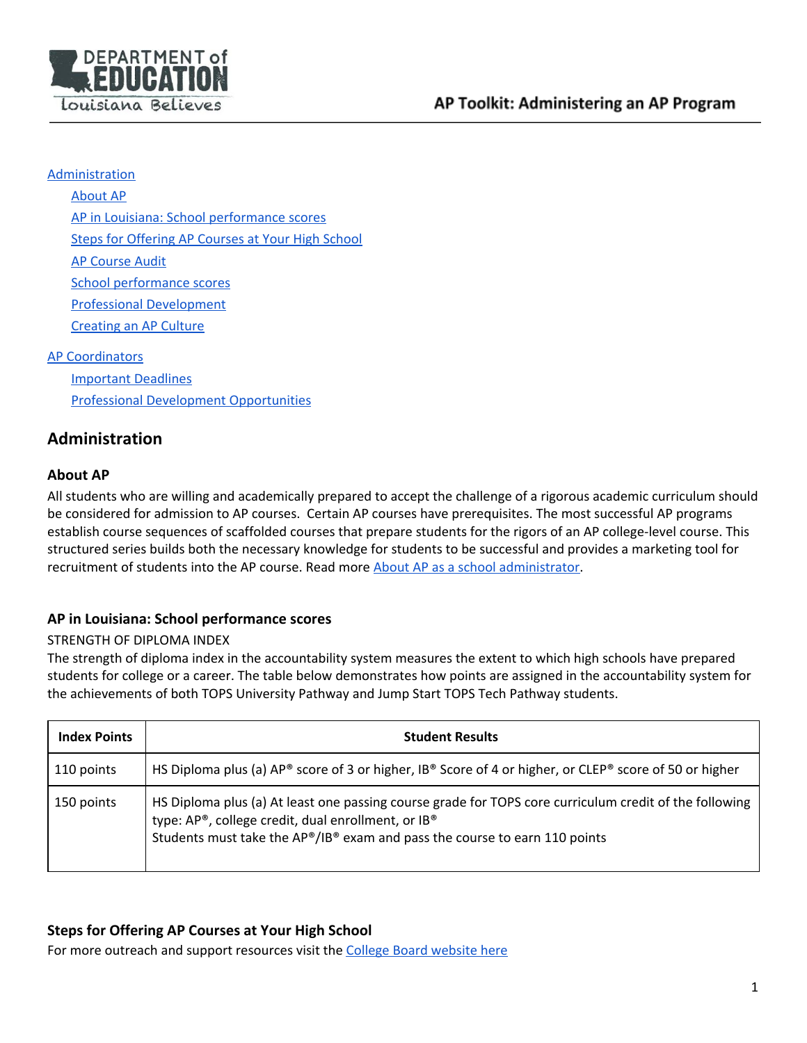# AP Toolkit: Administering an AP Program

[Administration](#administration)

- [About AP](#about-ap)
- [AP in Louisiana: School performance scores](#ap-in-louisiana-school-performance-scores)
- [Steps for Offering AP Courses at Your High School](#steps-for-offering-ap-courses-at-your-high-school)
- [AP Course Audit]()
- [School performance scores]()
- [Professional Development]()
- [Creating an AP Culture]()

[AP Coordinators]()

- [Important Deadlines]()
- [Professional Development Opportunities]()

## Administration

### About AP

All students who are willing and academically prepared to accept the challenge of a rigorous academic curriculum should be considered for admission to AP courses. Certain AP courses have prerequisites. The most successful AP programs establish course sequences of scaffolded courses that prepare students for the rigors of an AP college-level course. This structured series builds both the necessary knowledge for students to be successful and provides a marketing tool for recruitment of students into the AP course. Read more [About AP as a school administrator]().

### AP in Louisiana: School performance scores

STRENGTH OF DIPLOMA INDEX

The strength of diploma index in the accountability system measures the extent to which high schools have prepared students for college or a career. The table below demonstrates how points are assigned in the accountability system for the achievements of both TOPS University Pathway and Jump Start TOPS Tech Pathway students.

| Index Points | Student Results |
|---|---|
| 110 points | HS Diploma plus (a) AP® score of 3 or higher, IB® Score of 4 or higher, or CLEP® score of 50 or higher |
| 150 points | HS Diploma plus (a) At least one passing course grade for TOPS core curriculum credit of the following type: AP®, college credit, dual enrollment, or IB®<br>Students must take the AP®/IB® exam and pass the course to earn 110 points |

### Steps for Offering AP Courses at Your High School

For more outreach and support resources visit the [College Board website here]()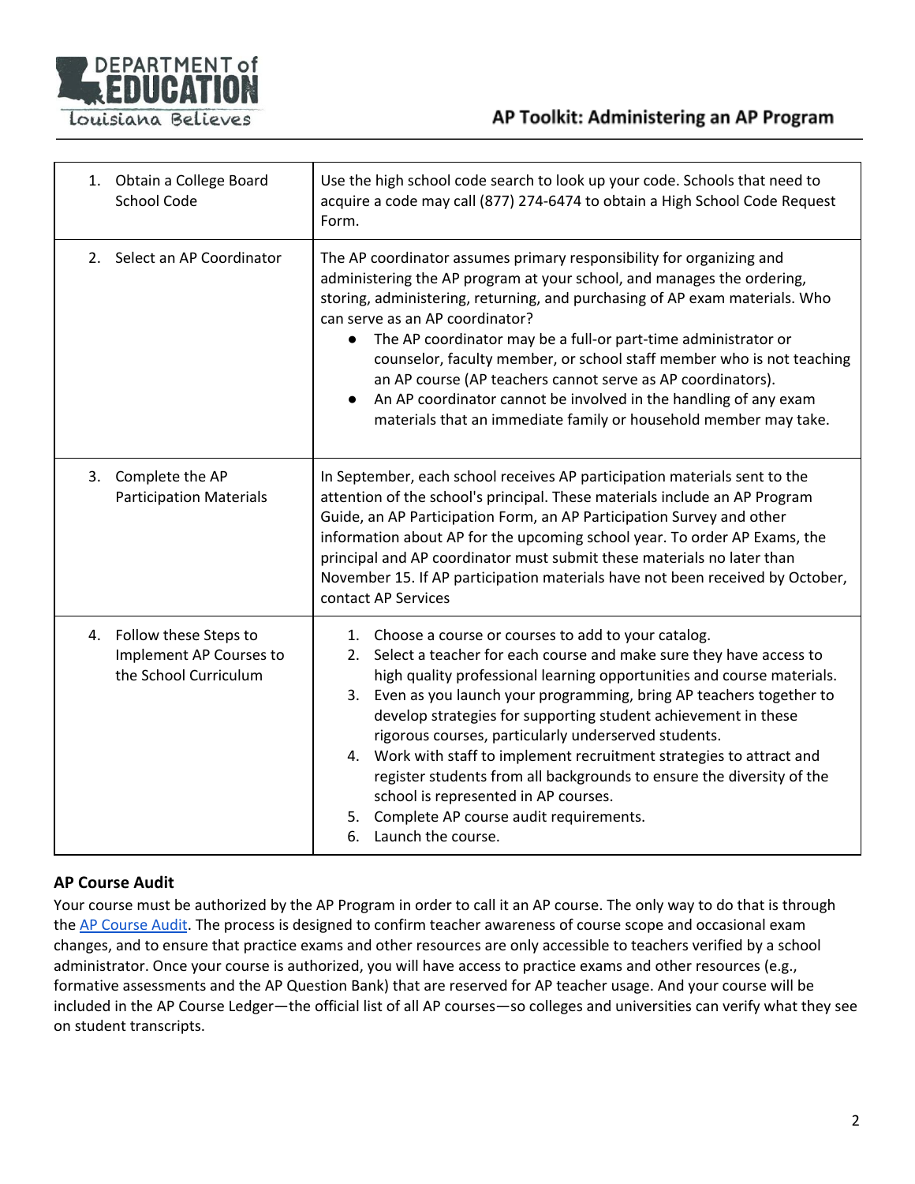| | |
|---|---|
| 1. Obtain a College Board School Code | Use the high school code search to look up your code. Schools that need to acquire a code may call (877) 274-6474 to obtain a High School Code Request Form. |
| 2. Select an AP Coordinator | The AP coordinator assumes primary responsibility for organizing and administering the AP program at your school, and manages the ordering, storing, administering, returning, and purchasing of AP exam materials. Who can serve as an AP coordinator?<br>● The AP coordinator may be a full-or part-time administrator or counselor, faculty member, or school staff member who is not teaching an AP course (AP teachers cannot serve as AP coordinators).<br>● An AP coordinator cannot be involved in the handling of any exam materials that an immediate family or household member may take. |
| 3. Complete the AP Participation Materials | In September, each school receives AP participation materials sent to the attention of the school's principal. These materials include an AP Program Guide, an AP Participation Form, an AP Participation Survey and other information about AP for the upcoming school year. To order AP Exams, the principal and AP coordinator must submit these materials no later than November 15. If AP participation materials have not been received by October, contact AP Services |
| 4. Follow these Steps to Implement AP Courses to the School Curriculum | 1. Choose a course or courses to add to your catalog.<br>2. Select a teacher for each course and make sure they have access to high quality professional learning opportunities and course materials.<br>3. Even as you launch your programming, bring AP teachers together to develop strategies for supporting student achievement in these rigorous courses, particularly underserved students.<br>4. Work with staff to implement recruitment strategies to attract and register students from all backgrounds to ensure the diversity of the school is represented in AP courses.<br>5. Complete AP course audit requirements.<br>6. Launch the course. |

### AP Course Audit

Your course must be authorized by the AP Program in order to call it an AP course. The only way to do that is through the AP Course Audit. The process is designed to confirm teacher awareness of course scope and occasional exam changes, and to ensure that practice exams and other resources are only accessible to teachers verified by a school administrator. Once your course is authorized, you will have access to practice exams and other resources (e.g., formative assessments and the AP Question Bank) that are reserved for AP teacher usage. And your course will be included in the AP Course Ledger—the official list of all AP courses—so colleges and universities can verify what they see on student transcripts.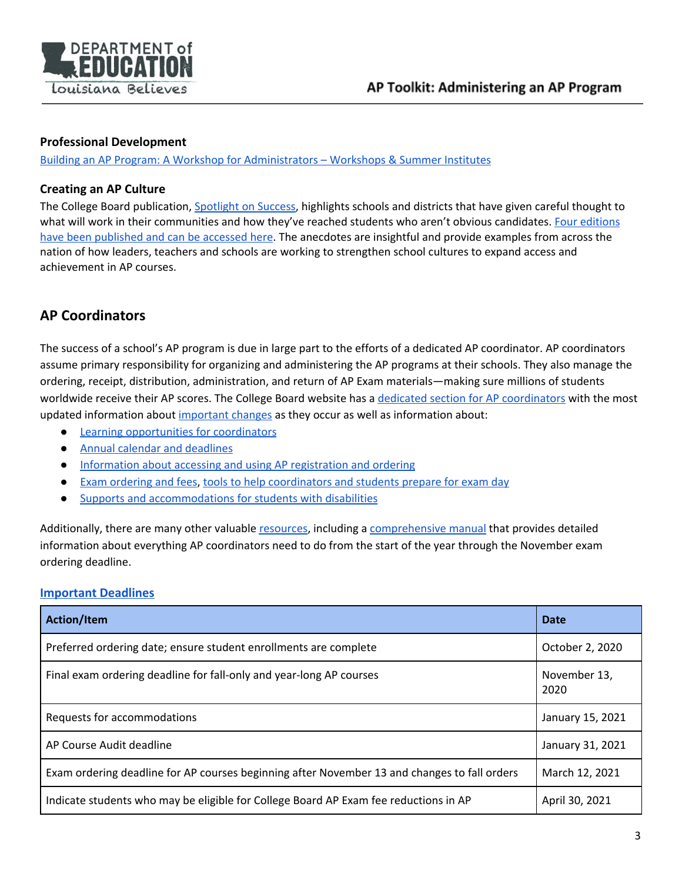### Professional Development

Building an AP Program: A Workshop for Administrators – Workshops & Summer Institutes

### Creating an AP Culture

The College Board publication, Spotlight on Success, highlights schools and districts that have given careful thought to what will work in their communities and how they've reached students who aren't obvious candidates. Four editions have been published and can be accessed here. The anecdotes are insightful and provide examples from across the nation of how leaders, teachers and schools are working to strengthen school cultures to expand access and achievement in AP courses.

## AP Coordinators

The success of a school's AP program is due in large part to the efforts of a dedicated AP coordinator. AP coordinators assume primary responsibility for organizing and administering the AP programs at their schools. They also manage the ordering, receipt, distribution, administration, and return of AP Exam materials—making sure millions of students worldwide receive their AP scores. The College Board website has a dedicated section for AP coordinators with the most updated information about important changes as they occur as well as information about:

- Learning opportunities for coordinators
- Annual calendar and deadlines
- Information about accessing and using AP registration and ordering
- Exam ordering and fees, tools to help coordinators and students prepare for exam day
- Supports and accommodations for students with disabilities

Additionally, there are many other valuable resources, including a comprehensive manual that provides detailed information about everything AP coordinators need to do from the start of the year through the November exam ordering deadline.

**Important Deadlines**

| Action/Item | Date |
| --- | --- |
| Preferred ordering date; ensure student enrollments are complete | October 2, 2020 |
| Final exam ordering deadline for fall-only and year-long AP courses | November 13, 2020 |
| Requests for accommodations | January 15, 2021 |
| AP Course Audit deadline | January 31, 2021 |
| Exam ordering deadline for AP courses beginning after November 13 and changes to fall orders | March 12, 2021 |
| Indicate students who may be eligible for College Board AP Exam fee reductions in AP | April 30, 2021 |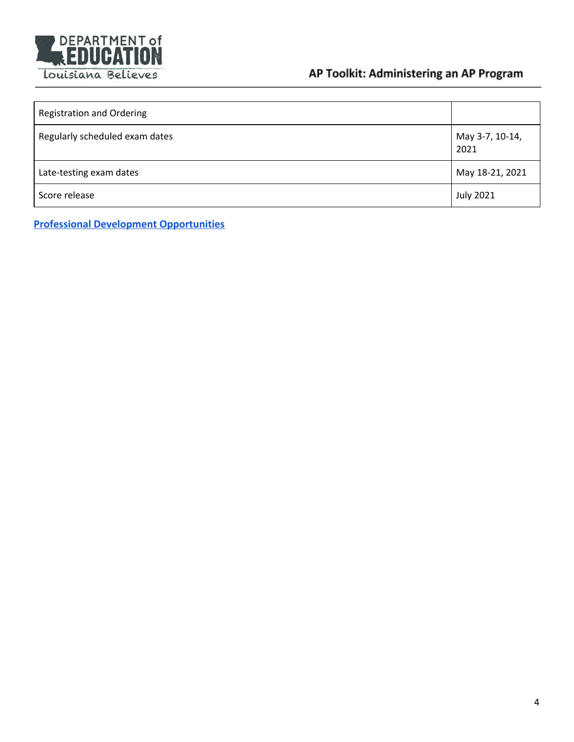| | |
|---|---|
| Registration and Ordering | |
| Regularly scheduled exam dates | May 3-7, 10-14, 2021 |
| Late-testing exam dates | May 18-21, 2021 |
| Score release | July 2021 |

**Professional Development Opportunities**